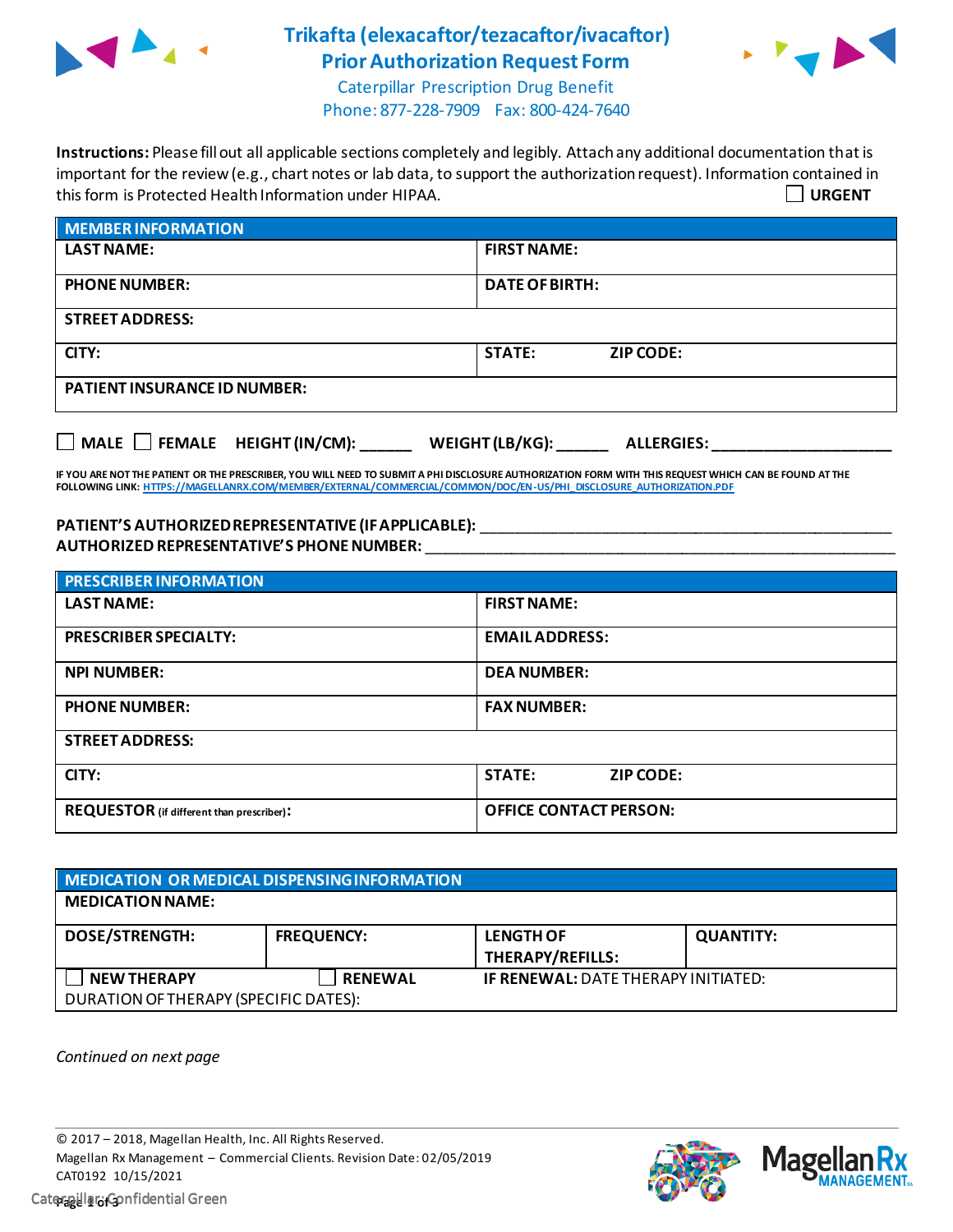# Trikafta (elexacaftor/tezacaftor/ivacaftor) Prior Authorization Request Form

Caterpillar Prescription Drug Benefit
Phone: 877-228-7909 Fax: 800-424-7640

**Instructions:** Please fill out all applicable sections completely and legibly. Attach any additional documentation that is important for the review (e.g., chart notes or lab data, to support the authorization request). Information contained in this form is Protected Health Information under HIPAA.

☐ **URGENT**

| MEMBER INFORMATION | |
|---|---|
| **LAST NAME:** | **FIRST NAME:** |
| **PHONE NUMBER:** | **DATE OF BIRTH:** |
| **STREET ADDRESS:** | |
| **CITY:** | **STATE:** **ZIP CODE:** |
| **PATIENT INSURANCE ID NUMBER:** | |

☐ **MALE** ☐ **FEMALE** **HEIGHT (IN/CM):** ______ **WEIGHT (LB/KG):** ______ **ALLERGIES:** ____________________

**IF YOU ARE NOT THE PATIENT OR THE PRESCRIBER, YOU WILL NEED TO SUBMIT A PHI DISCLOSURE AUTHORIZATION FORM WITH THIS REQUEST WHICH CAN BE FOUND AT THE FOLLOWING LINK:** HTTPS://MAGELLANRX.COM/MEMBER/EXTERNAL/COMMERCIAL/COMMON/DOC/EN-US/PHI_DISCLOSURE_AUTHORIZATION.PDF

**PATIENT'S AUTHORIZED REPRESENTATIVE (IF APPLICABLE):** ____________________________________________
**AUTHORIZED REPRESENTATIVE'S PHONE NUMBER:** ____________________________________________

| PRESCRIBER INFORMATION | |
|---|---|
| **LAST NAME:** | **FIRST NAME:** |
| **PRESCRIBER SPECIALTY:** | **EMAIL ADDRESS:** |
| **NPI NUMBER:** | **DEA NUMBER:** |
| **PHONE NUMBER:** | **FAX NUMBER:** |
| **STREET ADDRESS:** | |
| **CITY:** | **STATE:** **ZIP CODE:** |
| **REQUESTOR** (if different than prescriber)**:** | **OFFICE CONTACT PERSON:** |

| MEDICATION OR MEDICAL DISPENSING INFORMATION | | | |
|---|---|---|---|
| **MEDICATION NAME:** | | | |
| **DOSE/STRENGTH:** | **FREQUENCY:** | **LENGTH OF THERAPY/REFILLS:** | **QUANTITY:** |
| ☐ **NEW THERAPY** | ☐ **RENEWAL** | **IF RENEWAL:** DATE THERAPY INITIATED: | |
| DURATION OF THERAPY (SPECIFIC DATES): | | | |

*Continued on next page*

© 2017 – 2018, Magellan Health, Inc. All Rights Reserved.
Magellan Rx Management – Commercial Clients. Revision Date: 02/05/2019
CAT0192 10/15/2021
Caterpillar: Confidential Green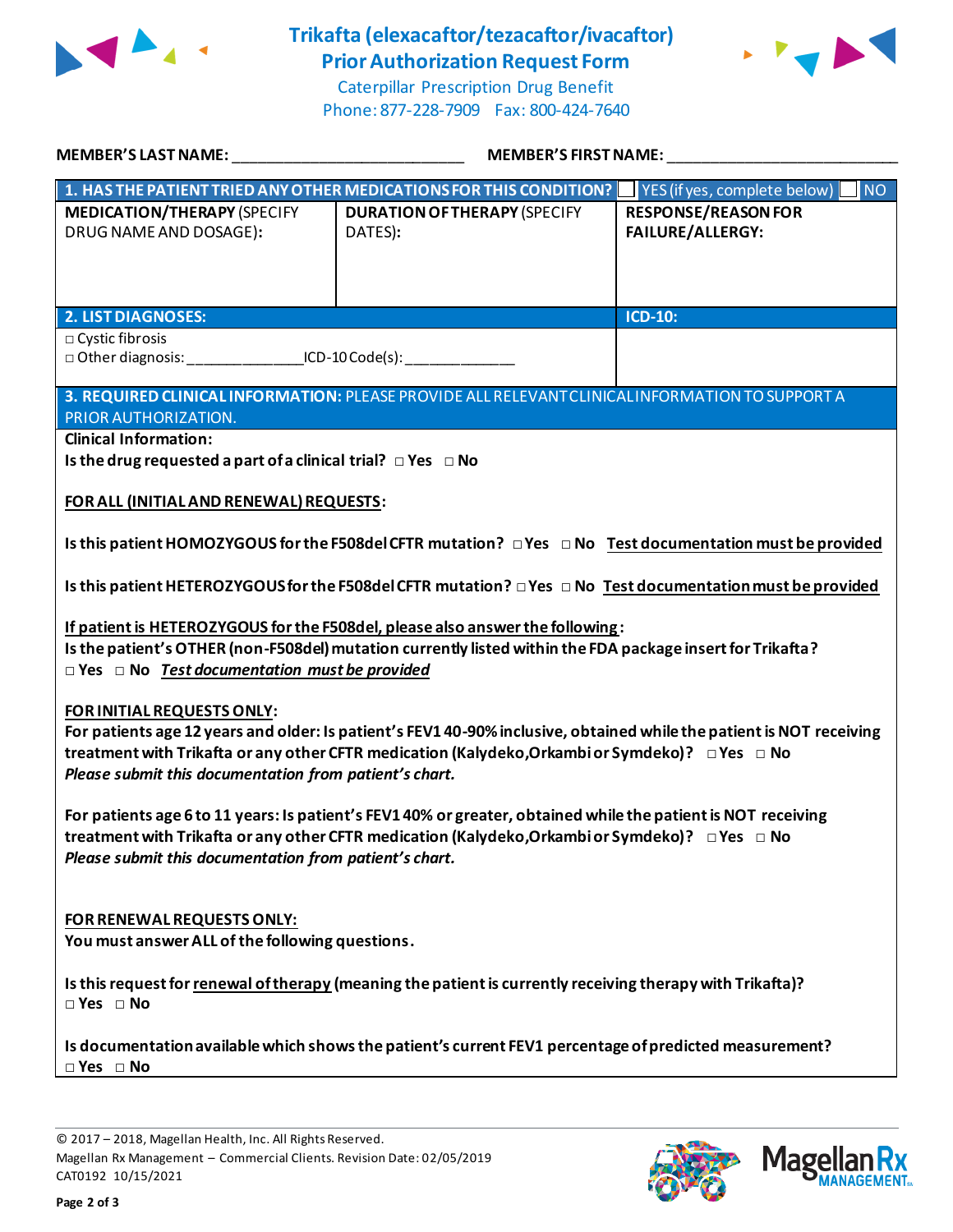# Trikafta (elexacaftor/tezacaftor/ivacaftor)
## Prior Authorization Request Form

Caterpillar Prescription Drug Benefit
Phone: 877-228-7909 Fax: 800-424-7640

**MEMBER'S LAST NAME:** ___________________________ **MEMBER'S FIRST NAME:** ___________________________

| **1. HAS THE PATIENT TRIED ANY OTHER MEDICATIONS FOR THIS CONDITION?** | | ☐ YES (if yes, complete below) ☐ NO |
|---|---|---|
| **MEDICATION/THERAPY** (SPECIFY DRUG NAME AND DOSAGE): | **DURATION OF THERAPY** (SPECIFY DATES): | **RESPONSE/REASON FOR FAILURE/ALLERGY:** |

| **2. LIST DIAGNOSES:** | **ICD-10:** |
|---|---|
| ☐ Cystic fibrosis<br>☐ Other diagnosis: ______________ICD-10 Code(s): _____________ | |

**3. REQUIRED CLINICAL INFORMATION:** PLEASE PROVIDE ALL RELEVANT CLINICAL INFORMATION TO SUPPORT A PRIOR AUTHORIZATION.

**Clinical Information:**

**Is the drug requested a part of a clinical trial?** ☐ **Yes** ☐ **No**

**FOR ALL (INITIAL AND RENEWAL) REQUESTS:**

**Is this patient HOMOZYGOUS for the F508del CFTR mutation?** ☐ **Yes** ☐ **No** **Test documentation must be provided**

**Is this patient HETEROZYGOUS for the F508del CFTR mutation?** ☐ **Yes** ☐ **No** **Test documentation must be provided**

**If patient is HETEROZYGOUS for the F508del, please also answer the following:**
**Is the patient's OTHER (non-F508del) mutation currently listed within the FDA package insert for Trikafta?**
☐ **Yes** ☐ **No** ***Test documentation must be provided***

**FOR INITIAL REQUESTS ONLY:**
**For patients age 12 years and older: Is patient's FEV1 40-90% inclusive, obtained while the patient is NOT receiving treatment with Trikafta or any other CFTR medication (Kalydeko, Orkambi or Symdeko)?** ☐ **Yes** ☐ **No**
***Please submit this documentation from patient's chart.***

**For patients age 6 to 11 years: Is patient's FEV1 40% or greater, obtained while the patient is NOT receiving treatment with Trikafta or any other CFTR medication (Kalydeko, Orkambi or Symdeko)?** ☐ **Yes** ☐ **No**
***Please submit this documentation from patient's chart.***

**FOR RENEWAL REQUESTS ONLY:**
**You must answer ALL of the following questions.**

**Is this request for renewal of therapy (meaning the patient is currently receiving therapy with Trikafta)?**
☐ **Yes** ☐ **No**

**Is documentation available which shows the patient's current FEV1 percentage of predicted measurement?**
☐ **Yes** ☐ **No**

© 2017 – 2018, Magellan Health, Inc. All Rights Reserved.
Magellan Rx Management – Commercial Clients. Revision Date: 02/05/2019
CAT0192 10/15/2021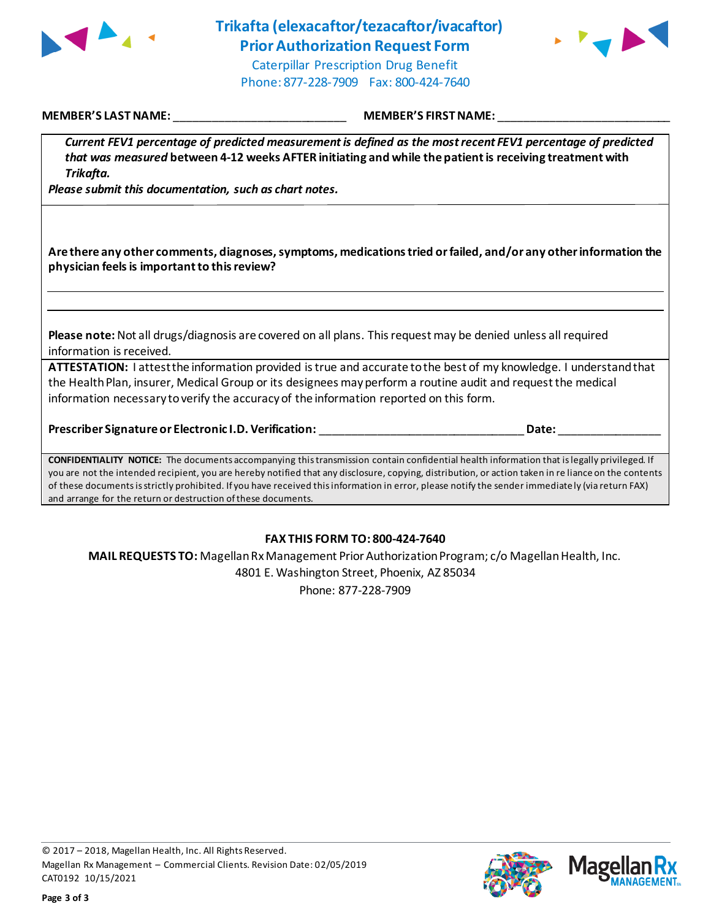# Trikafta (elexacaftor/tezacaftor/ivacaftor) Prior Authorization Request Form

Caterpillar Prescription Drug Benefit

Phone: 877-228-7909 Fax: 800-424-7640

**MEMBER'S LAST NAME:** ___________________________ **MEMBER'S FIRST NAME:** ___________________________

***Current FEV1 percentage of predicted measurement is defined as the most recent FEV1 percentage of predicted that was measured* between 4-12 weeks AFTER initiating and while the patient is receiving treatment with *Trikafta.***

***Please submit this documentation, such as chart notes.***

**Are there any other comments, diagnoses, symptoms, medications tried or failed, and/or any other information the physician feels is important to this review?**

___________________________________________________________________________

___________________________________________________________________________

**Please note:** Not all drugs/diagnosis are covered on all plans. This request may be denied unless all required information is received.

**ATTESTATION:** I attest the information provided is true and accurate to the best of my knowledge. I understand that the Health Plan, insurer, Medical Group or its designees may perform a routine audit and request the medical information necessary to verify the accuracy of the information reported on this form.

**Prescriber Signature or Electronic I.D. Verification:** ________________________________ **Date:** ________________

**CONFIDENTIALITY NOTICE:** The documents accompanying this transmission contain confidential health information that is legally privileged. If you are not the intended recipient, you are hereby notified that any disclosure, copying, distribution, or action taken in reliance on the contents of these documents is strictly prohibited. If you have received this information in error, please notify the sender immediately (via return FAX) and arrange for the return or destruction of these documents.

**FAX THIS FORM TO: 800-424-7640**

**MAIL REQUESTS TO:** Magellan Rx Management Prior Authorization Program; c/o Magellan Health, Inc.
4801 E. Washington Street, Phoenix, AZ 85034
Phone: 877-228-7909

© 2017 – 2018, Magellan Health, Inc. All Rights Reserved.
Magellan Rx Management – Commercial Clients. Revision Date: 02/05/2019
CAT0192 10/15/2021